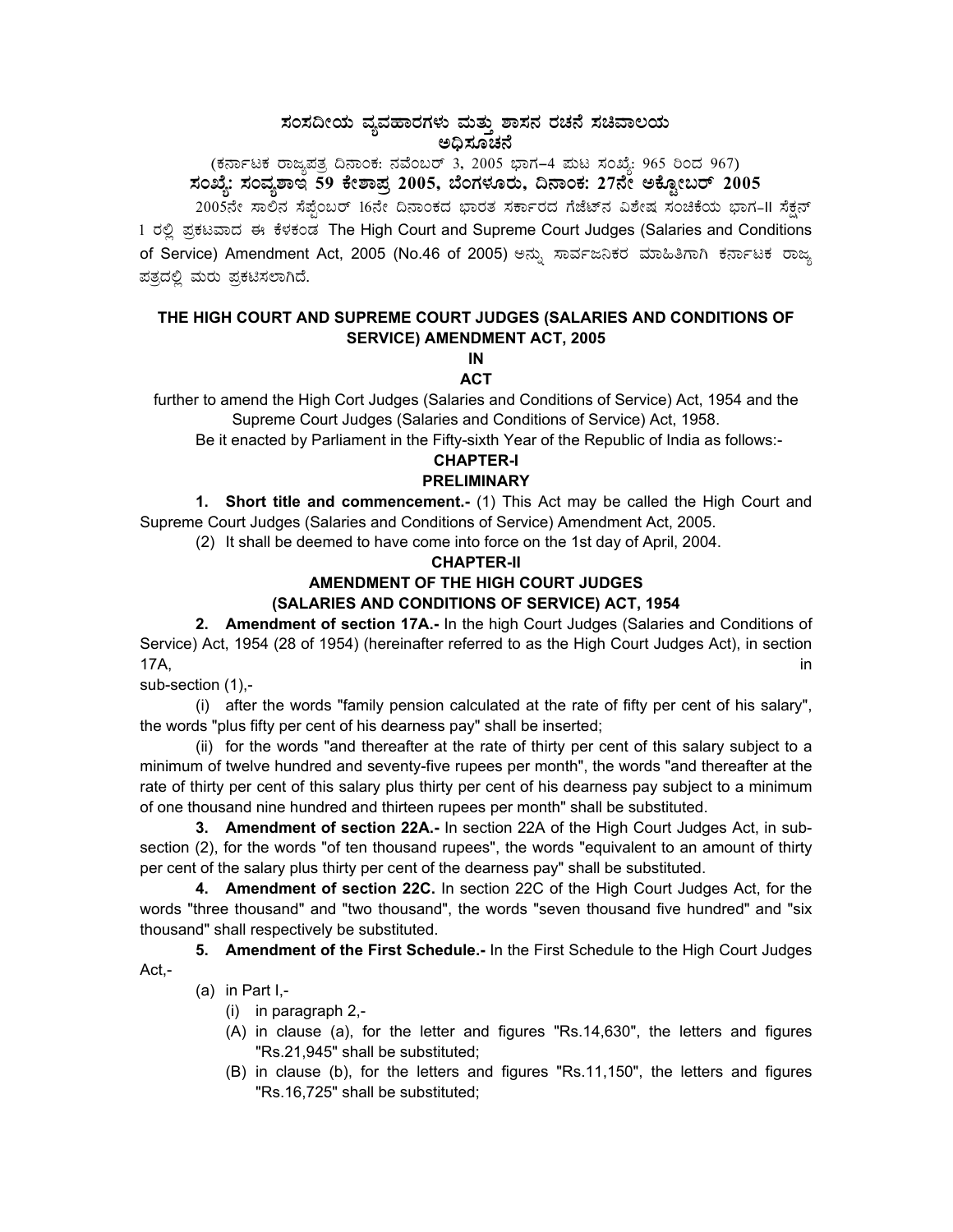# ಸಂಸದೀಯ ವ್ಯವಹಾರಗಳು ಮತ್ತು ಶಾಸನ ರಚನೆ ಸಚಿವಾಲಯ

## ಅಧಿಸೂಚನೆ

(ಕರ್ನಾಟಕ ರಾಜ್ಯಪತ್ರ ದಿನಾಂಕ: ನವೆಂಬರ್ 3, 2005 ಭಾಗ–4 ಪುಟ ಸಂಖ್ಯೆ: 965 ರಿಂದ 967)

**ಸಂಖ್ಯೆ: ಸಂವ್ಯಶಾಇ 59 ಕೇಶಾಪ್ರ 2005, ಬೆಂಗಳೂರು, ದಿನಾಂಕ: 27ನೇ ಅಕ್ಟೋಬರ್ 2005**

2005ನೇ ಸಾಲಿನ ಸೆಪ್ಟೆಂಬರ್ 16ನೇ ದಿನಾಂಕದ ಭಾರತ ಸರ್ಕಾರದ ಗೆಜೆಟ್‌ನ ವಿಶೇಷ ಸಂಚಿಕೆಯ ಭಾಗ-II ಸೆಕ್ಷನ್ 1 ರಲ್ಲಿ ಪ್ರಕಟವಾದ ಈ ಕೆಳಕಂಡ The High Court and Supreme Court Judges (Salaries and Conditions of Service) Amendment Act, 2005 (No.46 of 2005) ಅನ್ನು ಸಾರ್ವಜನಿಕರ ಮಾಹಿತಿಗಾಗಿ ಕರ್ನಾಟಕ ರಾಜ್ಯ ಪತ್ರದಲ್ಲಿ ಮರು ಪ್ರಕಟಿಸಲಾಗಿದೆ.

## THE HIGH COURT AND SUPREME COURT JUDGES (SALARIES AND CONDITIONS OF SERVICE) AMENDMENT ACT, 2005

**IN**

**ACT**

further to amend the High Cort Judges (Salaries and Conditions of Service) Act, 1954 and the Supreme Court Judges (Salaries and Conditions of Service) Act, 1958.

Be it enacted by Parliament in the Fifty-sixth Year of the Republic of India as follows:-

### CHAPTER-I

### PRELIMINARY

**1. Short title and commencement.-** (1) This Act may be called the High Court and Supreme Court Judges (Salaries and Conditions of Service) Amendment Act, 2005.

(2) It shall be deemed to have come into force on the 1st day of April, 2004.

### CHAPTER-II

### AMENDMENT OF THE HIGH COURT JUDGES (SALARIES AND CONDITIONS OF SERVICE) ACT, 1954

**2. Amendment of section 17A.-** In the high Court Judges (Salaries and Conditions of Service) Act, 1954 (28 of 1954) (hereinafter referred to as the High Court Judges Act), in section 17A, in sub-section (1),-

(i) after the words "family pension calculated at the rate of fifty per cent of his salary", the words "plus fifty per cent of his dearness pay" shall be inserted;

(ii) for the words "and thereafter at the rate of thirty per cent of this salary subject to a minimum of twelve hundred and seventy-five rupees per month", the words "and thereafter at the rate of thirty per cent of this salary plus thirty per cent of his dearness pay subject to a minimum of one thousand nine hundred and thirteen rupees per month" shall be substituted.

**3. Amendment of section 22A.-** In section 22A of the High Court Judges Act, in sub-section (2), for the words "of ten thousand rupees", the words "equivalent to an amount of thirty per cent of the salary plus thirty per cent of the dearness pay" shall be substituted.

**4. Amendment of section 22C.** In section 22C of the High Court Judges Act, for the words "three thousand" and "two thousand", the words "seven thousand five hundred" and "six thousand" shall respectively be substituted.

**5. Amendment of the First Schedule.-** In the First Schedule to the High Court Judges Act,-

(a) in Part I,-

(i) in paragraph 2,-

(A) in clause (a), for the letter and figures "Rs.14,630", the letters and figures "Rs.21,945" shall be substituted;

(B) in clause (b), for the letters and figures "Rs.11,150", the letters and figures "Rs.16,725" shall be substituted;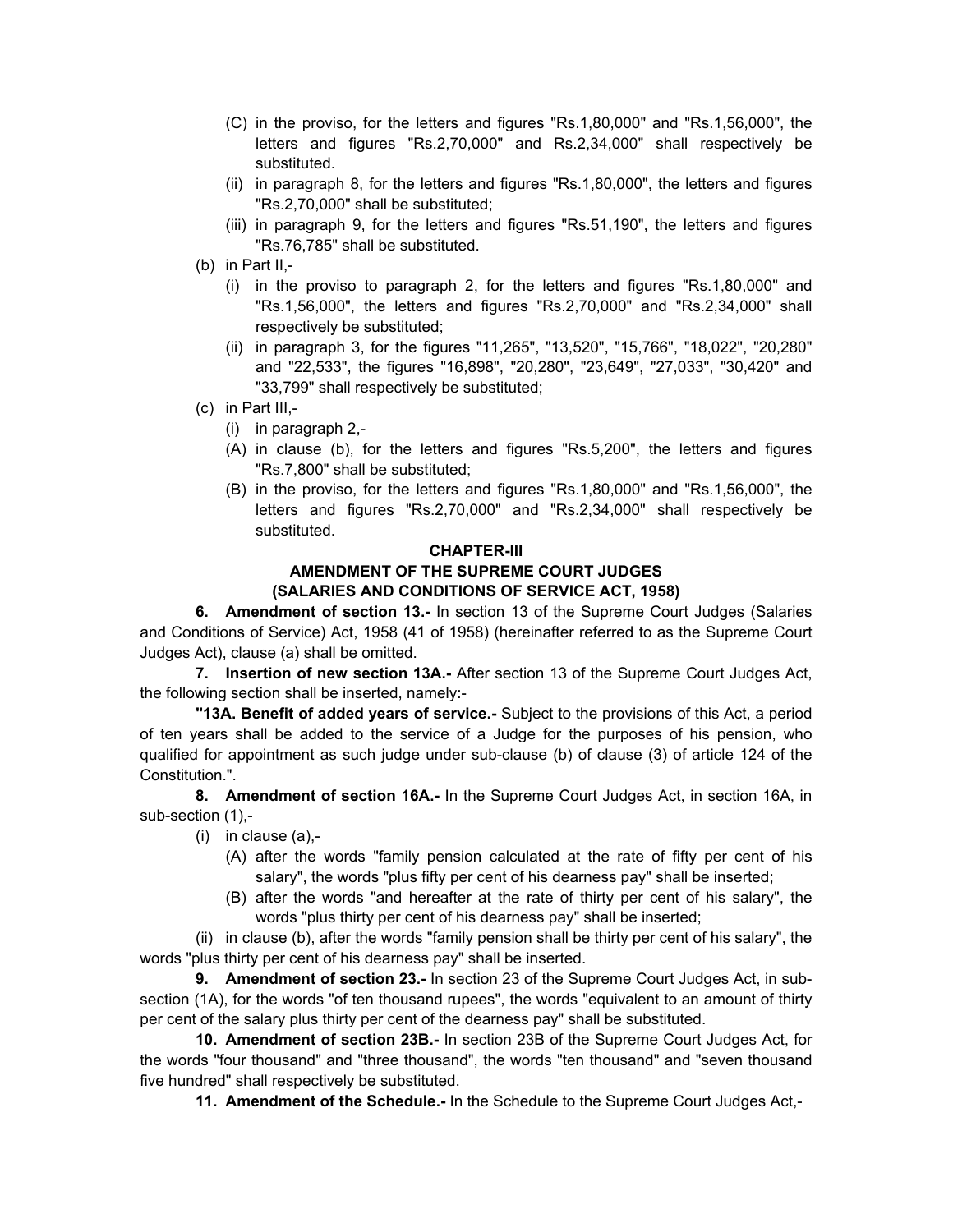(C) in the proviso, for the letters and figures "Rs.1,80,000" and "Rs.1,56,000", the letters and figures "Rs.2,70,000" and Rs.2,34,000" shall respectively be substituted.

(ii) in paragraph 8, for the letters and figures "Rs.1,80,000", the letters and figures "Rs.2,70,000" shall be substituted;

(iii) in paragraph 9, for the letters and figures "Rs.51,190", the letters and figures "Rs.76,785" shall be substituted.

(b) in Part II,-

(i) in the proviso to paragraph 2, for the letters and figures "Rs.1,80,000" and "Rs.1,56,000", the letters and figures "Rs.2,70,000" and "Rs.2,34,000" shall respectively be substituted;

(ii) in paragraph 3, for the figures "11,265", "13,520", "15,766", "18,022", "20,280" and "22,533", the figures "16,898", "20,280", "23,649", "27,033", "30,420" and "33,799" shall respectively be substituted;

(c) in Part III,-

(i) in paragraph 2,-

(A) in clause (b), for the letters and figures "Rs.5,200", the letters and figures "Rs.7,800" shall be substituted;

(B) in the proviso, for the letters and figures "Rs.1,80,000" and "Rs.1,56,000", the letters and figures "Rs.2,70,000" and "Rs.2,34,000" shall respectively be substituted.

## CHAPTER-III

## AMENDMENT OF THE SUPREME COURT JUDGES (SALARIES AND CONDITIONS OF SERVICE ACT, 1958)

**6. Amendment of section 13.-** In section 13 of the Supreme Court Judges (Salaries and Conditions of Service) Act, 1958 (41 of 1958) (hereinafter referred to as the Supreme Court Judges Act), clause (a) shall be omitted.

**7. Insertion of new section 13A.-** After section 13 of the Supreme Court Judges Act, the following section shall be inserted, namely:-

**"13A. Benefit of added years of service.-** Subject to the provisions of this Act, a period of ten years shall be added to the service of a Judge for the purposes of his pension, who qualified for appointment as such judge under sub-clause (b) of clause (3) of article 124 of the Constitution.".

**8. Amendment of section 16A.-** In the Supreme Court Judges Act, in section 16A, in sub-section (1),-

(i) in clause (a),-

(A) after the words "family pension calculated at the rate of fifty per cent of his salary", the words "plus fifty per cent of his dearness pay" shall be inserted;

(B) after the words "and hereafter at the rate of thirty per cent of his salary", the words "plus thirty per cent of his dearness pay" shall be inserted;

(ii) in clause (b), after the words "family pension shall be thirty per cent of his salary", the words "plus thirty per cent of his dearness pay" shall be inserted.

**9. Amendment of section 23.-** In section 23 of the Supreme Court Judges Act, in sub-section (1A), for the words "of ten thousand rupees", the words "equivalent to an amount of thirty per cent of the salary plus thirty per cent of the dearness pay" shall be substituted.

**10. Amendment of section 23B.-** In section 23B of the Supreme Court Judges Act, for the words "four thousand" and "three thousand", the words "ten thousand" and "seven thousand five hundred" shall respectively be substituted.

**11. Amendment of the Schedule.-** In the Schedule to the Supreme Court Judges Act,-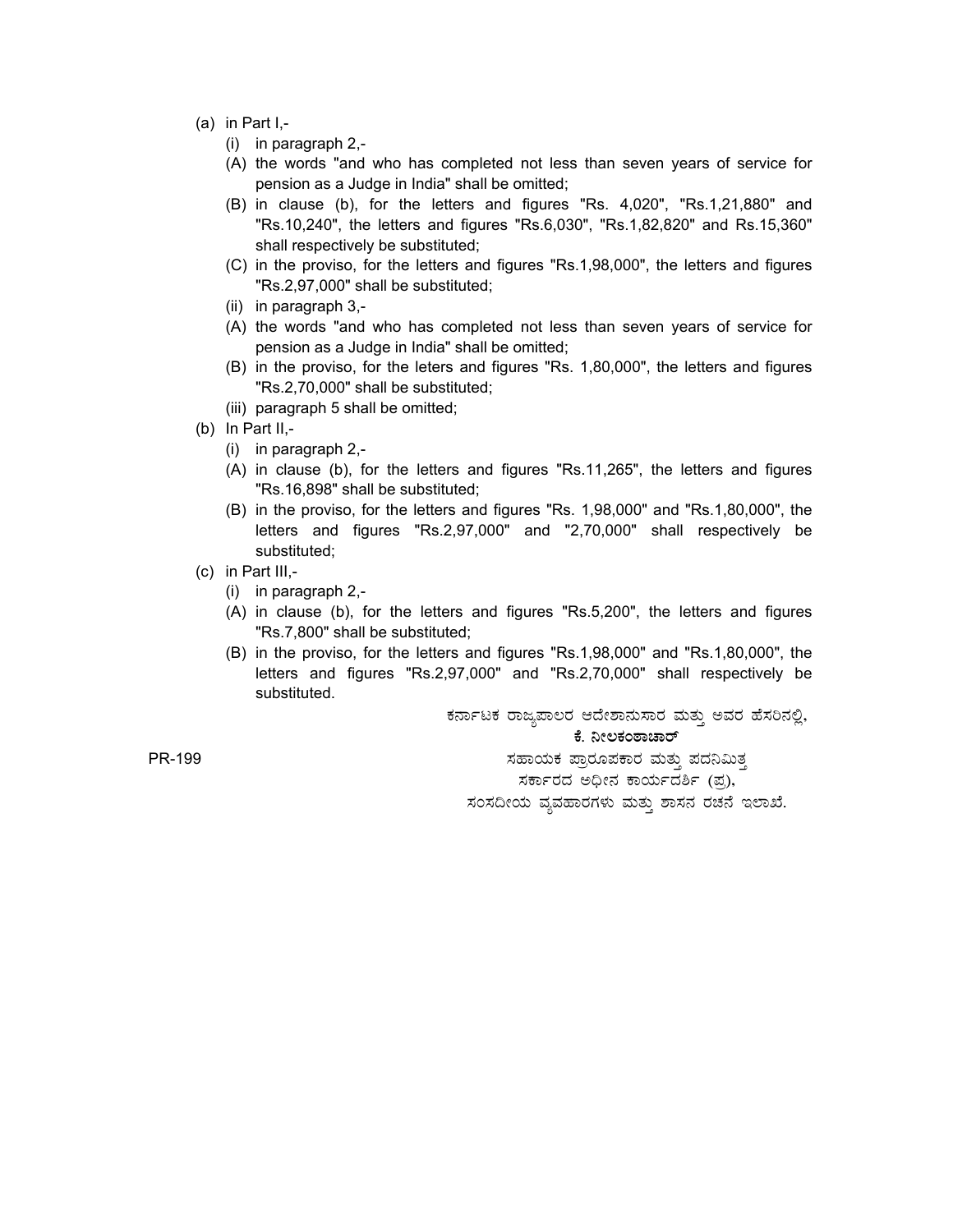(a) in Part I,-

  (i) in paragraph 2,-

  (A) the words "and who has completed not less than seven years of service for pension as a Judge in India" shall be omitted;

  (B) in clause (b), for the letters and figures "Rs. 4,020", "Rs.1,21,880" and "Rs.10,240", the letters and figures "Rs.6,030", "Rs.1,82,820" and Rs.15,360" shall respectively be substituted;

  (C) in the proviso, for the letters and figures "Rs.1,98,000", the letters and figures "Rs.2,97,000" shall be substituted;

  (ii) in paragraph 3,-

  (A) the words "and who has completed not less than seven years of service for pension as a Judge in India" shall be omitted;

  (B) in the proviso, for the leters and figures "Rs. 1,80,000", the letters and figures "Rs.2,70,000" shall be substituted;

  (iii) paragraph 5 shall be omitted;

(b) In Part II,-

  (i) in paragraph 2,-

  (A) in clause (b), for the letters and figures "Rs.11,265", the letters and figures "Rs.16,898" shall be substituted;

  (B) in the proviso, for the letters and figures "Rs. 1,98,000" and "Rs.1,80,000", the letters and figures "Rs.2,97,000" and "2,70,000" shall respectively be substituted;

(c) in Part III,-

  (i) in paragraph 2,-

  (A) in clause (b), for the letters and figures "Rs.5,200", the letters and figures "Rs.7,800" shall be substituted;

  (B) in the proviso, for the letters and figures "Rs.1,98,000" and "Rs.1,80,000", the letters and figures "Rs.2,97,000" and "Rs.2,70,000" shall respectively be substituted.

ಕರ್ನಾಟಕ ರಾಜ್ಯಪಾಲರ ಆದೇಶಾನುಸಾರ ಮತ್ತು ಅವರ ಹೆಸರಿನಲ್ಲಿ,

**ಕೆ. ನೀಲಕಂಠಾಚಾರ್**

ಸಹಾಯಕ ಪ್ರಾರೂಪಕಾರ ಮತ್ತು ಪದನಿಮಿತ್ತ

ಸರ್ಕಾರದ ಅಧೀನ ಕಾರ್ಯದರ್ಶಿ (ಪ್ರ),

ಸಂಸದೀಯ ವ್ಯವಹಾರಗಳು ಮತ್ತು ಶಾಸನ ರಚನೆ ಇಲಾಖೆ.

PR-199